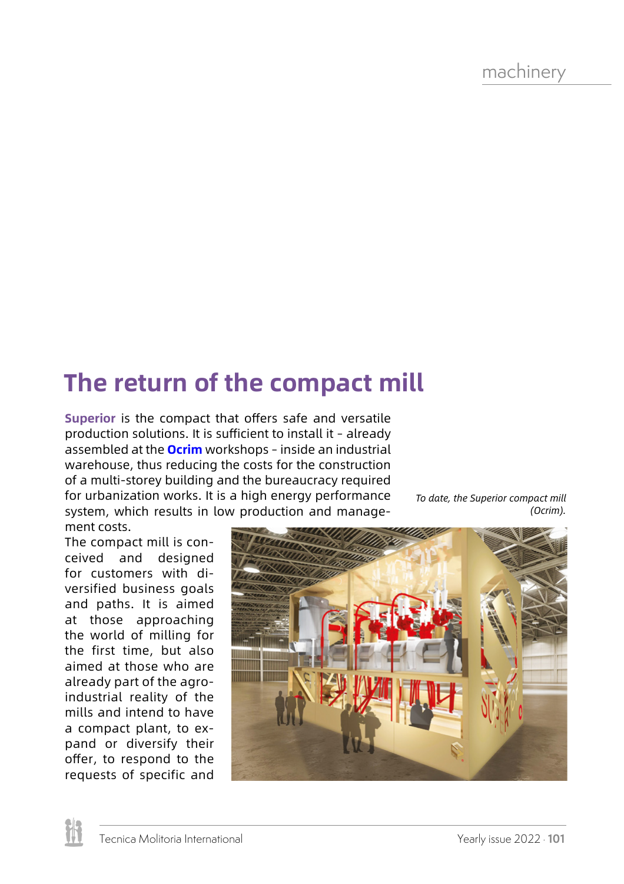# The return of the compact mill

**Superior** is the compact that offers safe and versatile production solutions. It is sufficient to install it - already assembled at the **Ocrim** workshops - inside an industrial warehouse, thus reducing the costs for the construction of a multi-storey building and the bureaucracy required for urbanization works. It is a high energy performance system, which results in low production and management costs.

The compact mill is conceived and designed for customers with diversified business goals and paths. It is aimed at those approaching the world of milling for the first time, but also aimed at those who are already part of the agro-industrial reality of the mills and intend to have a compact plant, to expand or diversify their offer, to respond to the requests of specific and

*To date, the Superior compact mill (Ocrim).*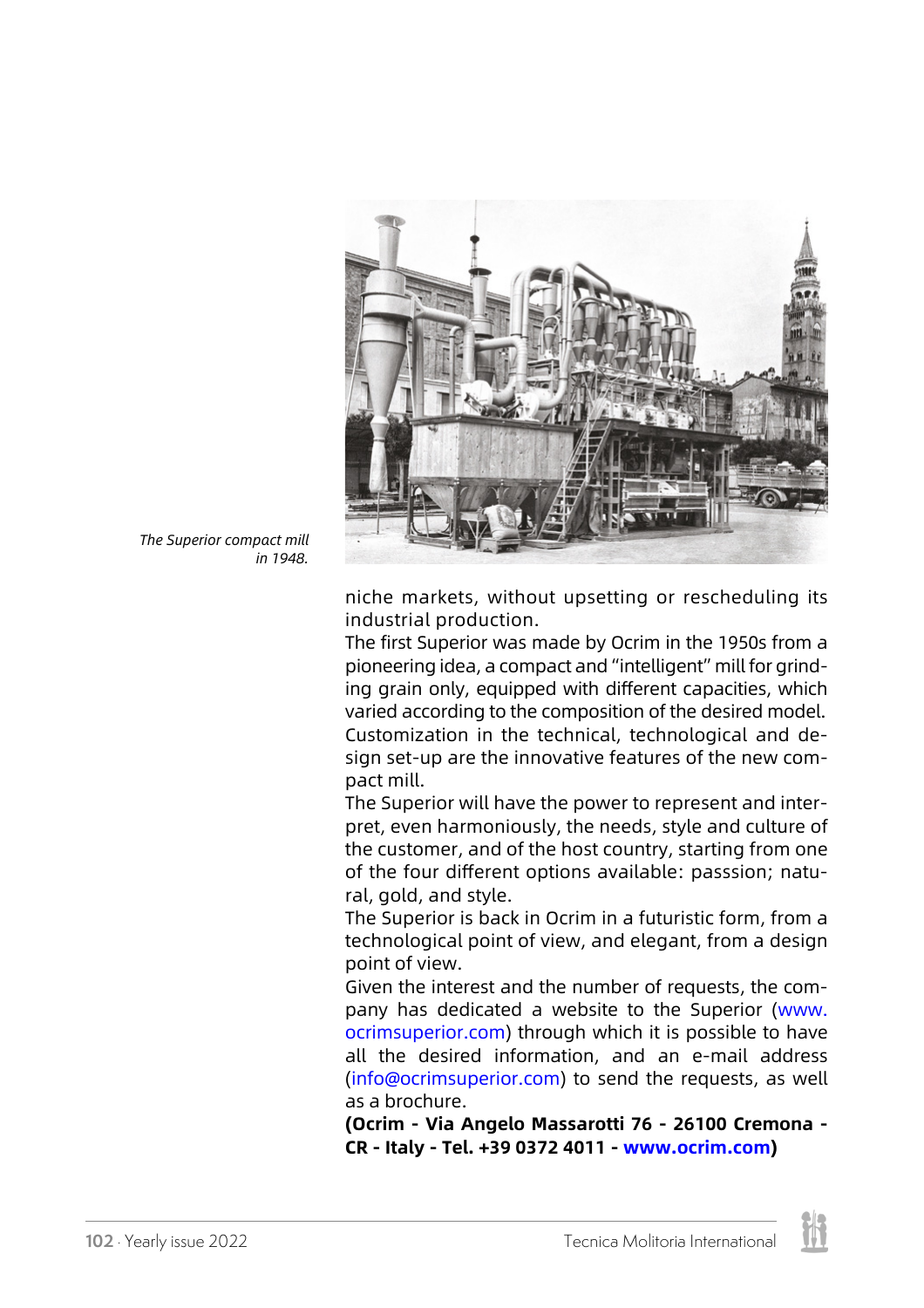*The Superior compact mill in 1948.*

niche markets, without upsetting or rescheduling its industrial production.

The first Superior was made by Ocrim in the 1950s from a pioneering idea, a compact and "intelligent" mill for grinding grain only, equipped with different capacities, which varied according to the composition of the desired model. Customization in the technical, technological and design set-up are the innovative features of the new compact mill.

The Superior will have the power to represent and interpret, even harmoniously, the needs, style and culture of the customer, and of the host country, starting from one of the four different options available: passsion; natural, gold, and style.

The Superior is back in Ocrim in a futuristic form, from a technological point of view, and elegant, from a design point of view.

Given the interest and the number of requests, the company has dedicated a website to the Superior (www.ocrimsuperior.com) through which it is possible to have all the desired information, and an e-mail address (info@ocrimsuperior.com) to send the requests, as well as a brochure.

**(Ocrim - Via Angelo Massarotti 76 - 26100 Cremona - CR - Italy - Tel. +39 0372 4011 - www.ocrim.com)**